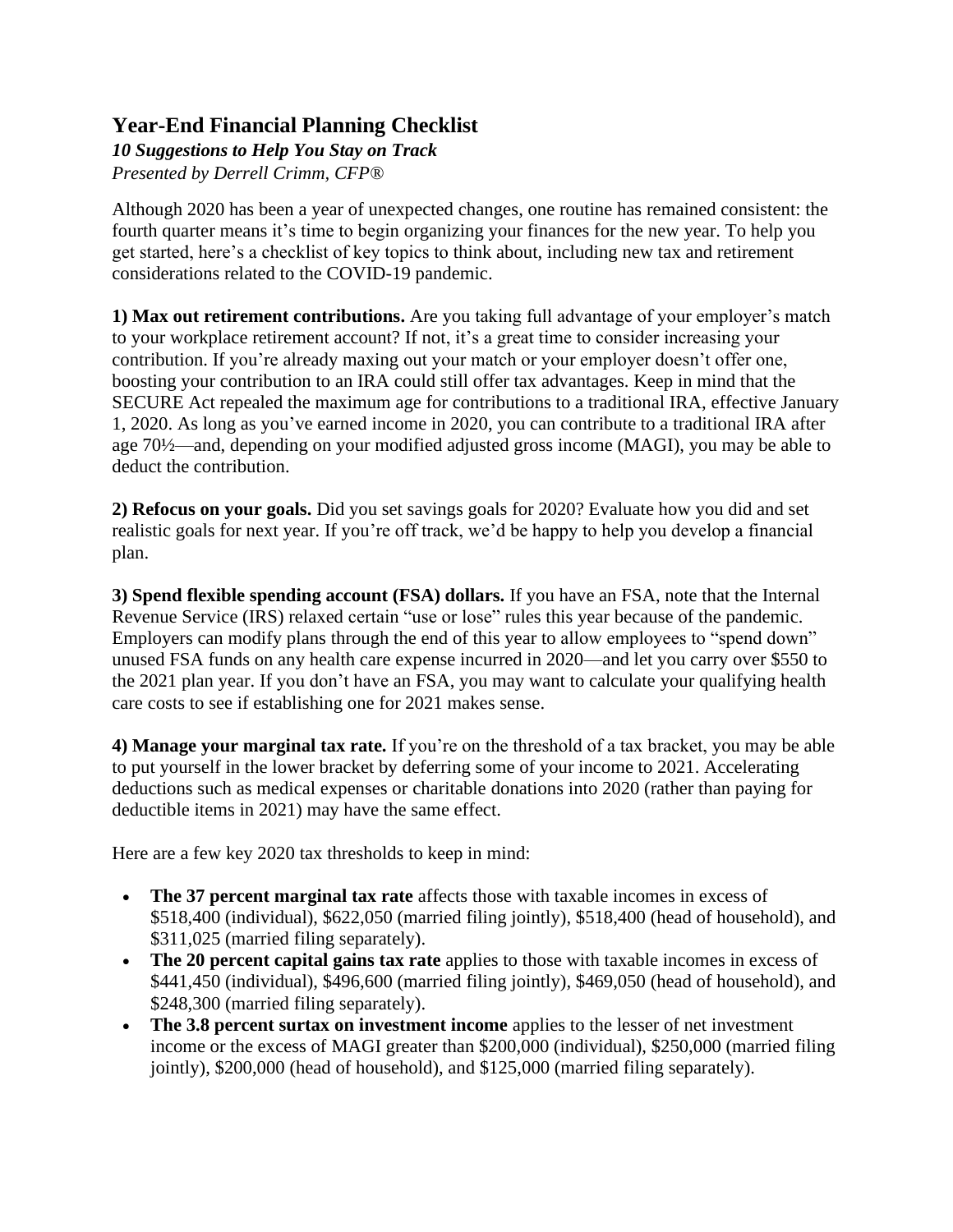# Year-End Financial Planning Checklist

***10 Suggestions to Help You Stay on Track***

*Presented by Derrell Crimm, CFP®*

Although 2020 has been a year of unexpected changes, one routine has remained consistent: the fourth quarter means it's time to begin organizing your finances for the new year. To help you get started, here's a checklist of key topics to think about, including new tax and retirement considerations related to the COVID-19 pandemic.

**1) Max out retirement contributions.** Are you taking full advantage of your employer's match to your workplace retirement account? If not, it's a great time to consider increasing your contribution. If you're already maxing out your match or your employer doesn't offer one, boosting your contribution to an IRA could still offer tax advantages. Keep in mind that the SECURE Act repealed the maximum age for contributions to a traditional IRA, effective January 1, 2020. As long as you've earned income in 2020, you can contribute to a traditional IRA after age 70½—and, depending on your modified adjusted gross income (MAGI), you may be able to deduct the contribution.

**2) Refocus on your goals.** Did you set savings goals for 2020? Evaluate how you did and set realistic goals for next year. If you're off track, we'd be happy to help you develop a financial plan.

**3) Spend flexible spending account (FSA) dollars.** If you have an FSA, note that the Internal Revenue Service (IRS) relaxed certain "use or lose" rules this year because of the pandemic. Employers can modify plans through the end of this year to allow employees to "spend down" unused FSA funds on any health care expense incurred in 2020—and let you carry over $550 to the 2021 plan year. If you don't have an FSA, you may want to calculate your qualifying health care costs to see if establishing one for 2021 makes sense.

**4) Manage your marginal tax rate.** If you're on the threshold of a tax bracket, you may be able to put yourself in the lower bracket by deferring some of your income to 2021. Accelerating deductions such as medical expenses or charitable donations into 2020 (rather than paying for deductible items in 2021) may have the same effect.

Here are a few key 2020 tax thresholds to keep in mind:

- **The 37 percent marginal tax rate** affects those with taxable incomes in excess of $518,400 (individual), $622,050 (married filing jointly), $518,400 (head of household), and $311,025 (married filing separately).
- **The 20 percent capital gains tax rate** applies to those with taxable incomes in excess of $441,450 (individual), $496,600 (married filing jointly), $469,050 (head of household), and $248,300 (married filing separately).
- **The 3.8 percent surtax on investment income** applies to the lesser of net investment income or the excess of MAGI greater than $200,000 (individual), $250,000 (married filing jointly), $200,000 (head of household), and $125,000 (married filing separately).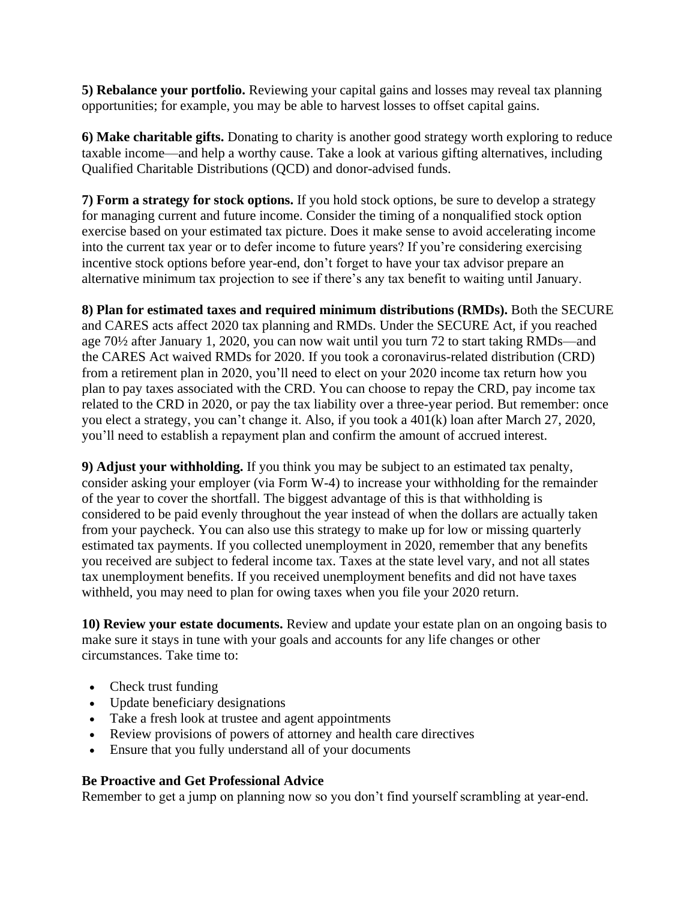**5) Rebalance your portfolio.** Reviewing your capital gains and losses may reveal tax planning opportunities; for example, you may be able to harvest losses to offset capital gains.

**6) Make charitable gifts.** Donating to charity is another good strategy worth exploring to reduce taxable income—and help a worthy cause. Take a look at various gifting alternatives, including Qualified Charitable Distributions (QCD) and donor-advised funds.

**7) Form a strategy for stock options.** If you hold stock options, be sure to develop a strategy for managing current and future income. Consider the timing of a nonqualified stock option exercise based on your estimated tax picture. Does it make sense to avoid accelerating income into the current tax year or to defer income to future years? If you're considering exercising incentive stock options before year-end, don't forget to have your tax advisor prepare an alternative minimum tax projection to see if there's any tax benefit to waiting until January.

**8) Plan for estimated taxes and required minimum distributions (RMDs).** Both the SECURE and CARES acts affect 2020 tax planning and RMDs. Under the SECURE Act, if you reached age 70½ after January 1, 2020, you can now wait until you turn 72 to start taking RMDs—and the CARES Act waived RMDs for 2020. If you took a coronavirus-related distribution (CRD) from a retirement plan in 2020, you'll need to elect on your 2020 income tax return how you plan to pay taxes associated with the CRD. You can choose to repay the CRD, pay income tax related to the CRD in 2020, or pay the tax liability over a three-year period. But remember: once you elect a strategy, you can't change it. Also, if you took a 401(k) loan after March 27, 2020, you'll need to establish a repayment plan and confirm the amount of accrued interest.

**9) Adjust your withholding.** If you think you may be subject to an estimated tax penalty, consider asking your employer (via Form W-4) to increase your withholding for the remainder of the year to cover the shortfall. The biggest advantage of this is that withholding is considered to be paid evenly throughout the year instead of when the dollars are actually taken from your paycheck. You can also use this strategy to make up for low or missing quarterly estimated tax payments. If you collected unemployment in 2020, remember that any benefits you received are subject to federal income tax. Taxes at the state level vary, and not all states tax unemployment benefits. If you received unemployment benefits and did not have taxes withheld, you may need to plan for owing taxes when you file your 2020 return.

**10) Review your estate documents.** Review and update your estate plan on an ongoing basis to make sure it stays in tune with your goals and accounts for any life changes or other circumstances. Take time to:

- Check trust funding
- Update beneficiary designations
- Take a fresh look at trustee and agent appointments
- Review provisions of powers of attorney and health care directives
- Ensure that you fully understand all of your documents

### Be Proactive and Get Professional Advice

Remember to get a jump on planning now so you don't find yourself scrambling at year-end.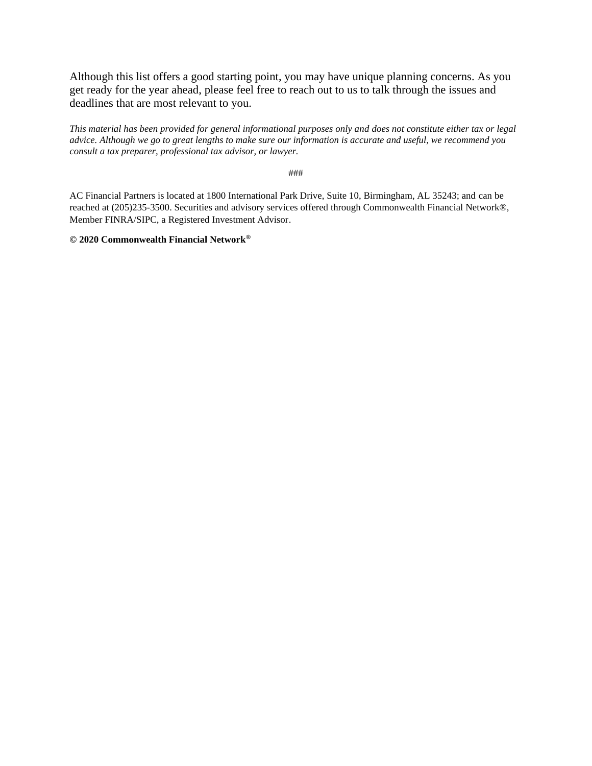Although this list offers a good starting point, you may have unique planning concerns. As you get ready for the year ahead, please feel free to reach out to us to talk through the issues and deadlines that are most relevant to you.

*This material has been provided for general informational purposes only and does not constitute either tax or legal advice. Although we go to great lengths to make sure our information is accurate and useful, we recommend you consult a tax preparer, professional tax advisor, or lawyer.*

###

AC Financial Partners is located at 1800 International Park Drive, Suite 10, Birmingham, AL 35243; and can be reached at (205)235-3500. Securities and advisory services offered through Commonwealth Financial Network®, Member FINRA/SIPC, a Registered Investment Advisor.

**© 2020 Commonwealth Financial Network®**